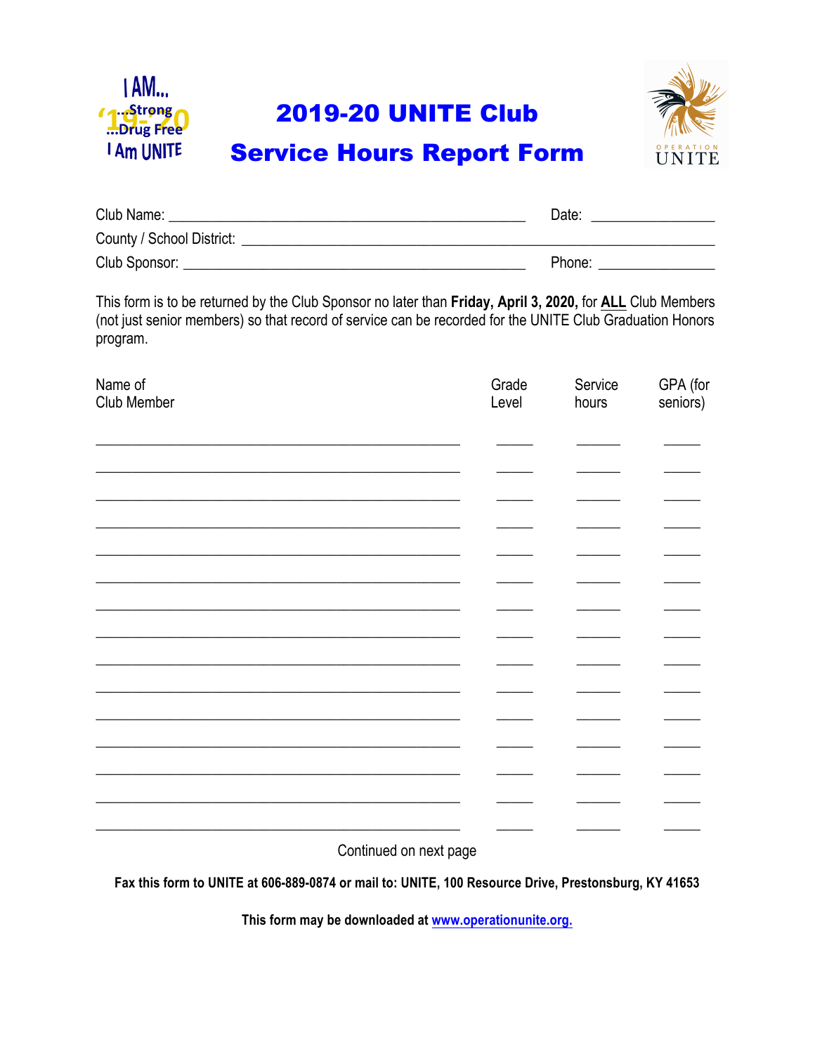I AM...
...Strong
...Drug Free
I Am UNITE
'19-'20

# 2019-20 UNITE Club
# Service Hours Report Form

OPERATION UNITE

Club Name: ____________________________________________ Date: _______________

County / School District: ____________________________________________________________

Club Sponsor: ____________________________________________ Phone: _______________

This form is to be returned by the Club Sponsor no later than **Friday, April 3, 2020,** for **ALL** Club Members (not just senior members) so that record of service can be recorded for the UNITE Club Graduation Honors program.

| Name of Club Member | Grade Level | Service hours | GPA (for seniors) |
|---|---|---|---|
| | | | |
| | | | |
| | | | |
| | | | |
| | | | |
| | | | |
| | | | |
| | | | |
| | | | |
| | | | |
| | | | |
| | | | |
| | | | |
| | | | |
| | | | |

Continued on next page

**Fax this form to UNITE at 606-889-0874 or mail to: UNITE, 100 Resource Drive, Prestonsburg, KY 41653**

**This form may be downloaded at www.operationunite.org.**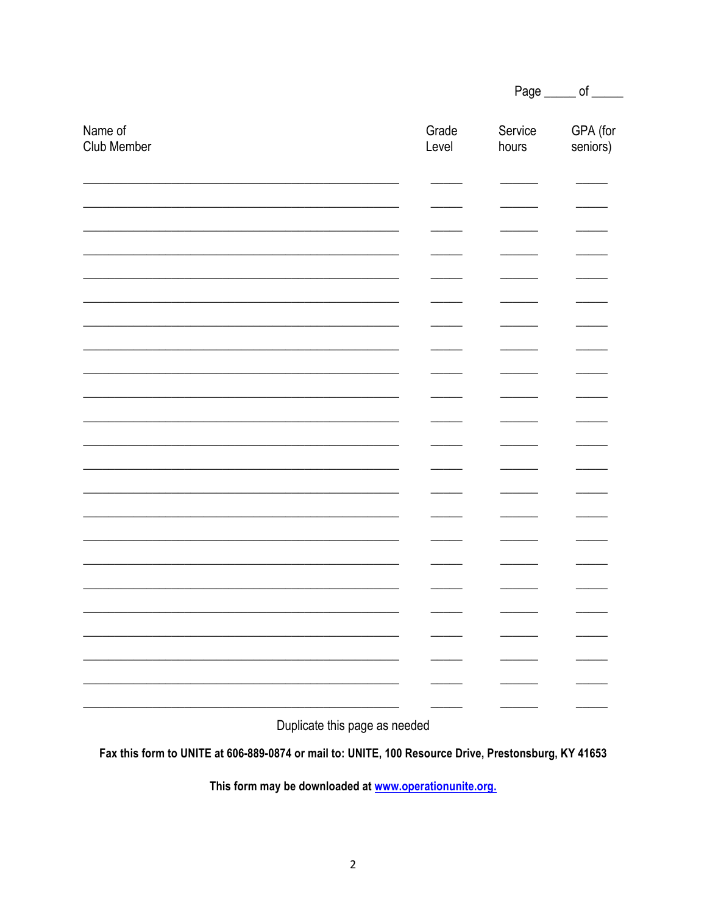Page _____ of _____

| Name of Club Member | Grade Level | Service hours | GPA (for seniors) |
| --- | --- | --- | --- |
| | | | |
| | | | |
| | | | |
| | | | |
| | | | |
| | | | |
| | | | |
| | | | |
| | | | |
| | | | |
| | | | |
| | | | |
| | | | |
| | | | |
| | | | |
| | | | |
| | | | |
| | | | |
| | | | |
| | | | |
| | | | |
| | | | |
| | | | |

Duplicate this page as needed

**Fax this form to UNITE at 606-889-0874 or mail to: UNITE, 100 Resource Drive, Prestonsburg, KY 41653**

**This form may be downloaded at [www.operationunite.org.](http://www.operationunite.org)**